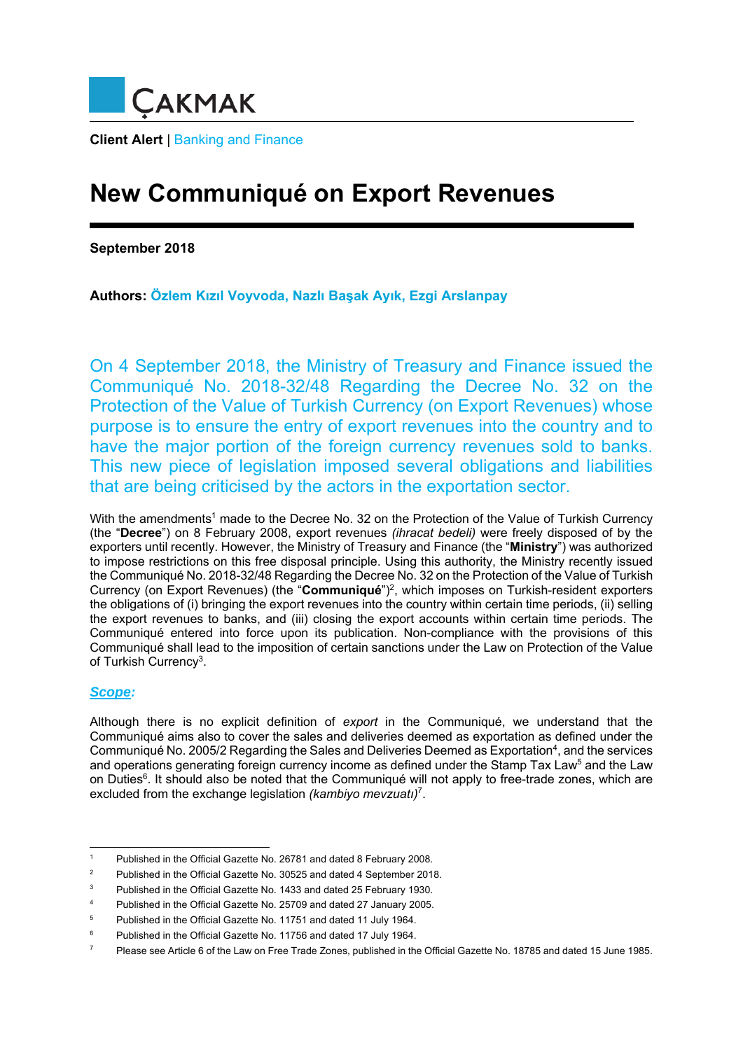ÇAKMAK

**Client Alert** | Banking and Finance

# New Communiqué on Export Revenues

**September 2018**

**Authors: Özlem Kızıl Voyvoda, Nazlı Başak Ayık, Ezgi Arslanpay**

On 4 September 2018, the Ministry of Treasury and Finance issued the Communiqué No. 2018-32/48 Regarding the Decree No. 32 on the Protection of the Value of Turkish Currency (on Export Revenues) whose purpose is to ensure the entry of export revenues into the country and to have the major portion of the foreign currency revenues sold to banks. This new piece of legislation imposed several obligations and liabilities that are being criticised by the actors in the exportation sector.

With the amendments[1] made to the Decree No. 32 on the Protection of the Value of Turkish Currency (the "**Decree**") on 8 February 2008, export revenues *(ihracat bedeli)* were freely disposed of by the exporters until recently. However, the Ministry of Treasury and Finance (the "**Ministry**") was authorized to impose restrictions on this free disposal principle. Using this authority, the Ministry recently issued the Communiqué No. 2018-32/48 Regarding the Decree No. 32 on the Protection of the Value of Turkish Currency (on Export Revenues) (the "**Communiqué**")[2], which imposes on Turkish-resident exporters the obligations of (i) bringing the export revenues into the country within certain time periods, (ii) selling the export revenues to banks, and (iii) closing the export accounts within certain time periods. The Communiqué entered into force upon its publication. Non-compliance with the provisions of this Communiqué shall lead to the imposition of certain sanctions under the Law on Protection of the Value of Turkish Currency[3].

***Scope:***

Although there is no explicit definition of *export* in the Communiqué, we understand that the Communiqué aims also to cover the sales and deliveries deemed as exportation as defined under the Communiqué No. 2005/2 Regarding the Sales and Deliveries Deemed as Exportation[4], and the services and operations generating foreign currency income as defined under the Stamp Tax Law[5] and the Law on Duties[6]. It should also be noted that the Communiqué will not apply to free-trade zones, which are excluded from the exchange legislation *(kambiyo mevzuatı)*[7].

---

[1] Published in the Official Gazette No. 26781 and dated 8 February 2008.

[2] Published in the Official Gazette No. 30525 and dated 4 September 2018.

[3] Published in the Official Gazette No. 1433 and dated 25 February 1930.

[4] Published in the Official Gazette No. 25709 and dated 27 January 2005.

[5] Published in the Official Gazette No. 11751 and dated 11 July 1964.

[6] Published in the Official Gazette No. 11756 and dated 17 July 1964.

[7] Please see Article 6 of the Law on Free Trade Zones, published in the Official Gazette No. 18785 and dated 15 June 1985.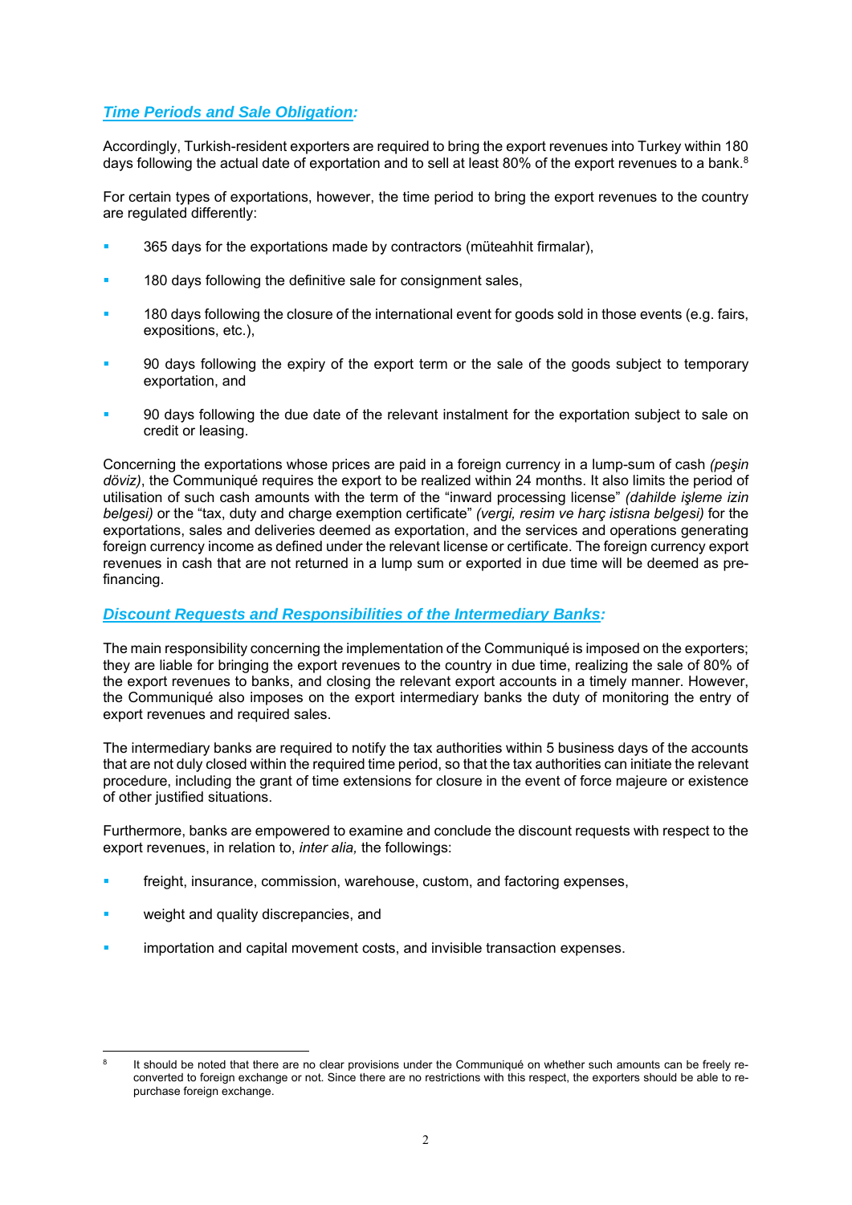## ***Time Periods and Sale Obligation:***

Accordingly, Turkish-resident exporters are required to bring the export revenues into Turkey within 180 days following the actual date of exportation and to sell at least 80% of the export revenues to a bank.[8]

For certain types of exportations, however, the time period to bring the export revenues to the country are regulated differently:

- 365 days for the exportations made by contractors (müteahhit firmalar),
- 180 days following the definitive sale for consignment sales,
- 180 days following the closure of the international event for goods sold in those events (e.g. fairs, expositions, etc.),
- 90 days following the expiry of the export term or the sale of the goods subject to temporary exportation, and
- 90 days following the due date of the relevant instalment for the exportation subject to sale on credit or leasing.

Concerning the exportations whose prices are paid in a foreign currency in a lump-sum of cash *(peşin döviz)*, the Communiqué requires the export to be realized within 24 months. It also limits the period of utilisation of such cash amounts with the term of the "inward processing license" *(dahilde işleme izin belgesi)* or the "tax, duty and charge exemption certificate" *(vergi, resim ve harç istisna belgesi)* for the exportations, sales and deliveries deemed as exportation, and the services and operations generating foreign currency income as defined under the relevant license or certificate. The foreign currency export revenues in cash that are not returned in a lump sum or exported in due time will be deemed as pre-financing.

## ***Discount Requests and Responsibilities of the Intermediary Banks:***

The main responsibility concerning the implementation of the Communiqué is imposed on the exporters; they are liable for bringing the export revenues to the country in due time, realizing the sale of 80% of the export revenues to banks, and closing the relevant export accounts in a timely manner. However, the Communiqué also imposes on the export intermediary banks the duty of monitoring the entry of export revenues and required sales.

The intermediary banks are required to notify the tax authorities within 5 business days of the accounts that are not duly closed within the required time period, so that the tax authorities can initiate the relevant procedure, including the grant of time extensions for closure in the event of force majeure or existence of other justified situations.

Furthermore, banks are empowered to examine and conclude the discount requests with respect to the export revenues, in relation to, *inter alia,* the followings:

- freight, insurance, commission, warehouse, custom, and factoring expenses,
- weight and quality discrepancies, and
- importation and capital movement costs, and invisible transaction expenses.

---

[8] It should be noted that there are no clear provisions under the Communiqué on whether such amounts can be freely re-converted to foreign exchange or not. Since there are no restrictions with this respect, the exporters should be able to re-purchase foreign exchange.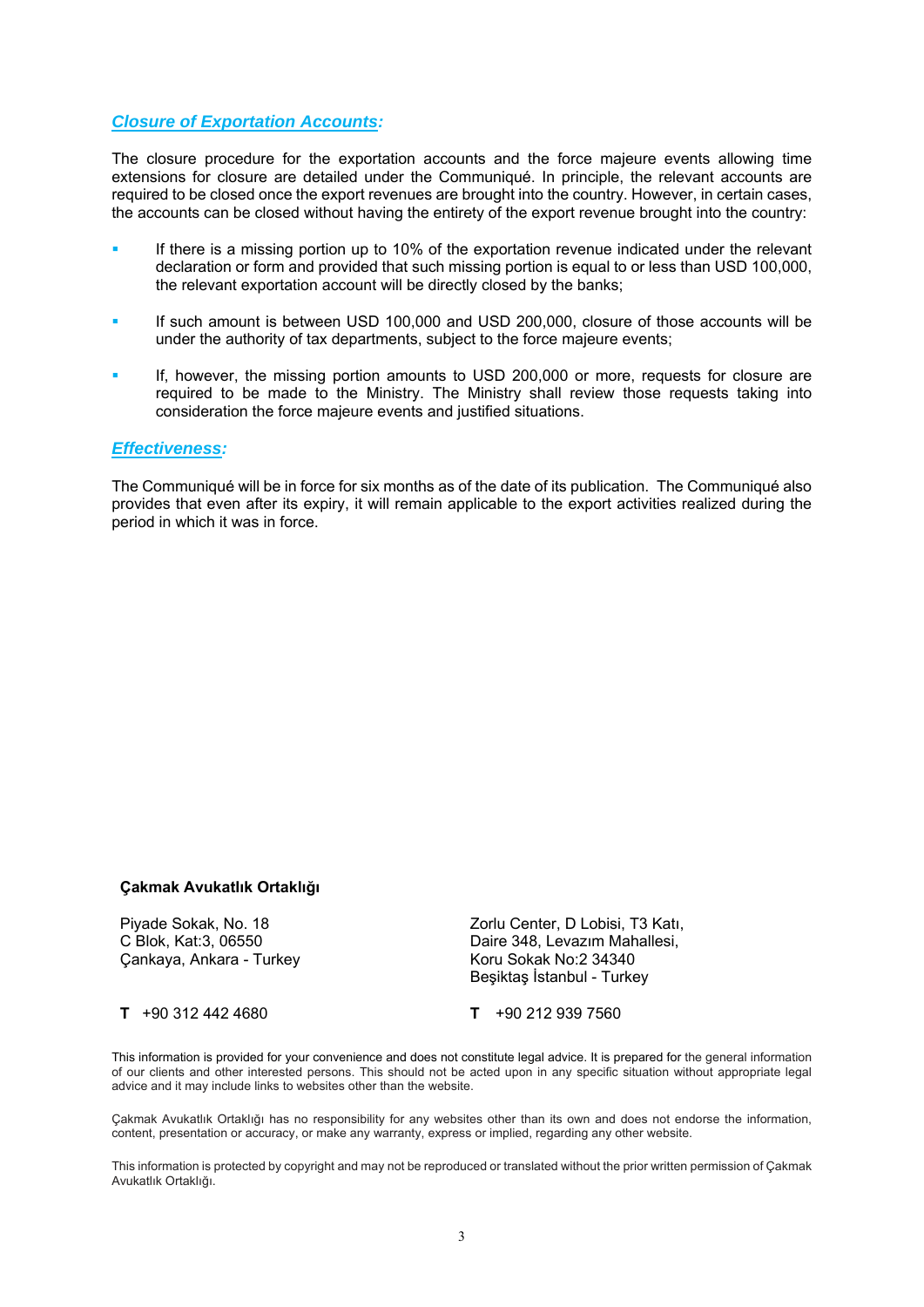***Closure of Exportation Accounts:***

The closure procedure for the exportation accounts and the force majeure events allowing time extensions for closure are detailed under the Communiqué. In principle, the relevant accounts are required to be closed once the export revenues are brought into the country. However, in certain cases, the accounts can be closed without having the entirety of the export revenue brought into the country:

- If there is a missing portion up to 10% of the exportation revenue indicated under the relevant declaration or form and provided that such missing portion is equal to or less than USD 100,000, the relevant exportation account will be directly closed by the banks;
- If such amount is between USD 100,000 and USD 200,000, closure of those accounts will be under the authority of tax departments, subject to the force majeure events;
- If, however, the missing portion amounts to USD 200,000 or more, requests for closure are required to be made to the Ministry. The Ministry shall review those requests taking into consideration the force majeure events and justified situations.

***Effectiveness:***

The Communiqué will be in force for six months as of the date of its publication. The Communiqué also provides that even after its expiry, it will remain applicable to the export activities realized during the period in which it was in force.

**Çakmak Avukatlık Ortaklığı**

Piyade Sokak, No. 18
C Blok, Kat:3, 06550
Çankaya, Ankara - Turkey

**T** +90 312 442 4680

Zorlu Center, D Lobisi, T3 Katı,
Daire 348, Levazım Mahallesi,
Koru Sokak No:2 34340
Beşiktaş İstanbul - Turkey

**T** +90 212 939 7560

This information is provided for your convenience and does not constitute legal advice. It is prepared for the general information of our clients and other interested persons. This should not be acted upon in any specific situation without appropriate legal advice and it may include links to websites other than the website.

Çakmak Avukatlık Ortaklığı has no responsibility for any websites other than its own and does not endorse the information, content, presentation or accuracy, or make any warranty, express or implied, regarding any other website.

This information is protected by copyright and may not be reproduced or translated without the prior written permission of Çakmak Avukatlık Ortaklığı.